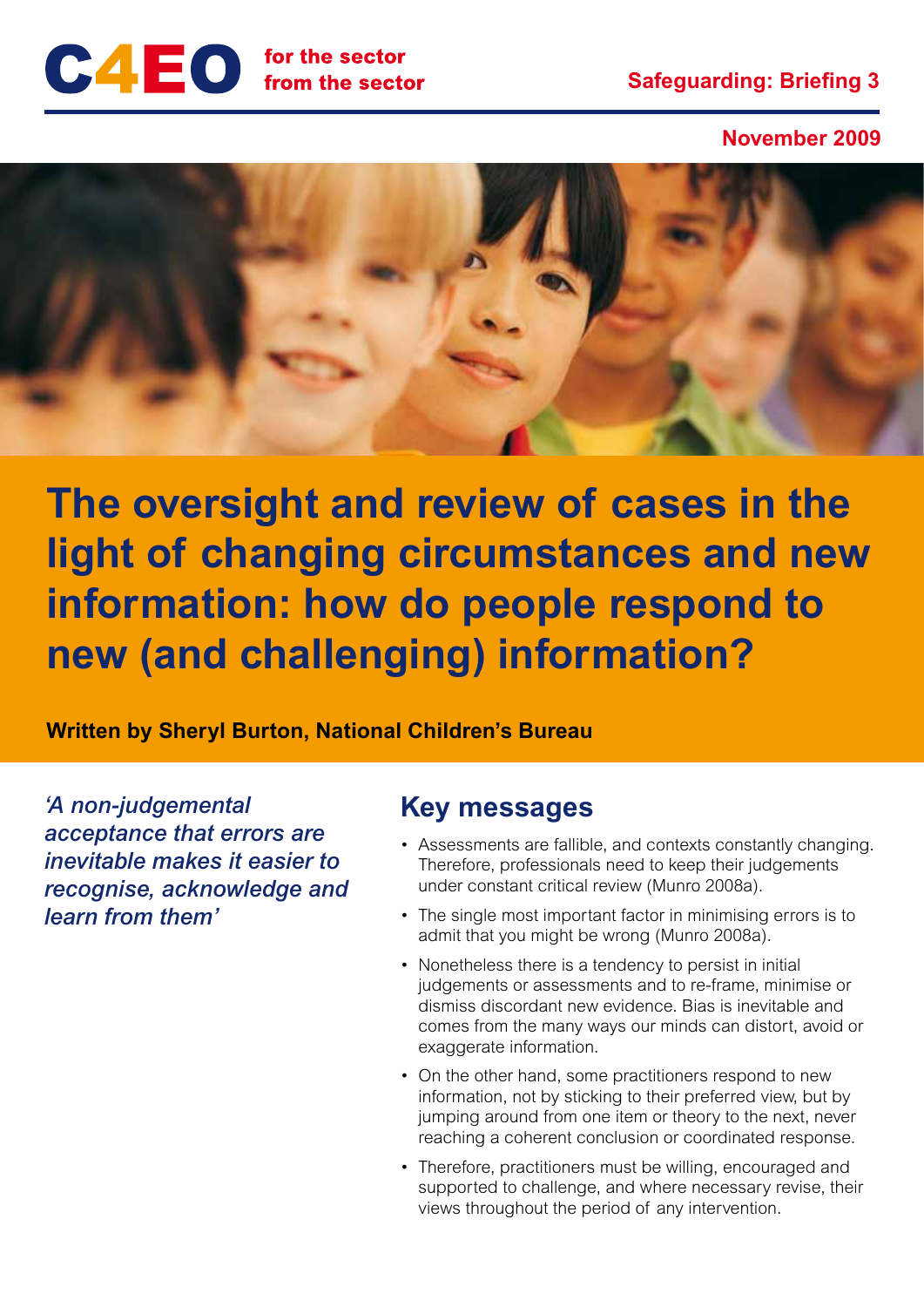C4EO for the sector from the sector

Safeguarding: Briefing 3

November 2009

# The oversight and review of cases in the light of changing circumstances and new information: how do people respond to new (and challenging) information?

**Written by Sheryl Burton, National Children's Bureau**

*'A non-judgemental acceptance that errors are inevitable makes it easier to recognise, acknowledge and learn from them'*

## Key messages

- Assessments are fallible, and contexts constantly changing. Therefore, professionals need to keep their judgements under constant critical review (Munro 2008a).
- The single most important factor in minimising errors is to admit that you might be wrong (Munro 2008a).
- Nonetheless there is a tendency to persist in initial judgements or assessments and to re-frame, minimise or dismiss discordant new evidence. Bias is inevitable and comes from the many ways our minds can distort, avoid or exaggerate information.
- On the other hand, some practitioners respond to new information, not by sticking to their preferred view, but by jumping around from one item or theory to the next, never reaching a coherent conclusion or coordinated response.
- Therefore, practitioners must be willing, encouraged and supported to challenge, and where necessary revise, their views throughout the period of any intervention.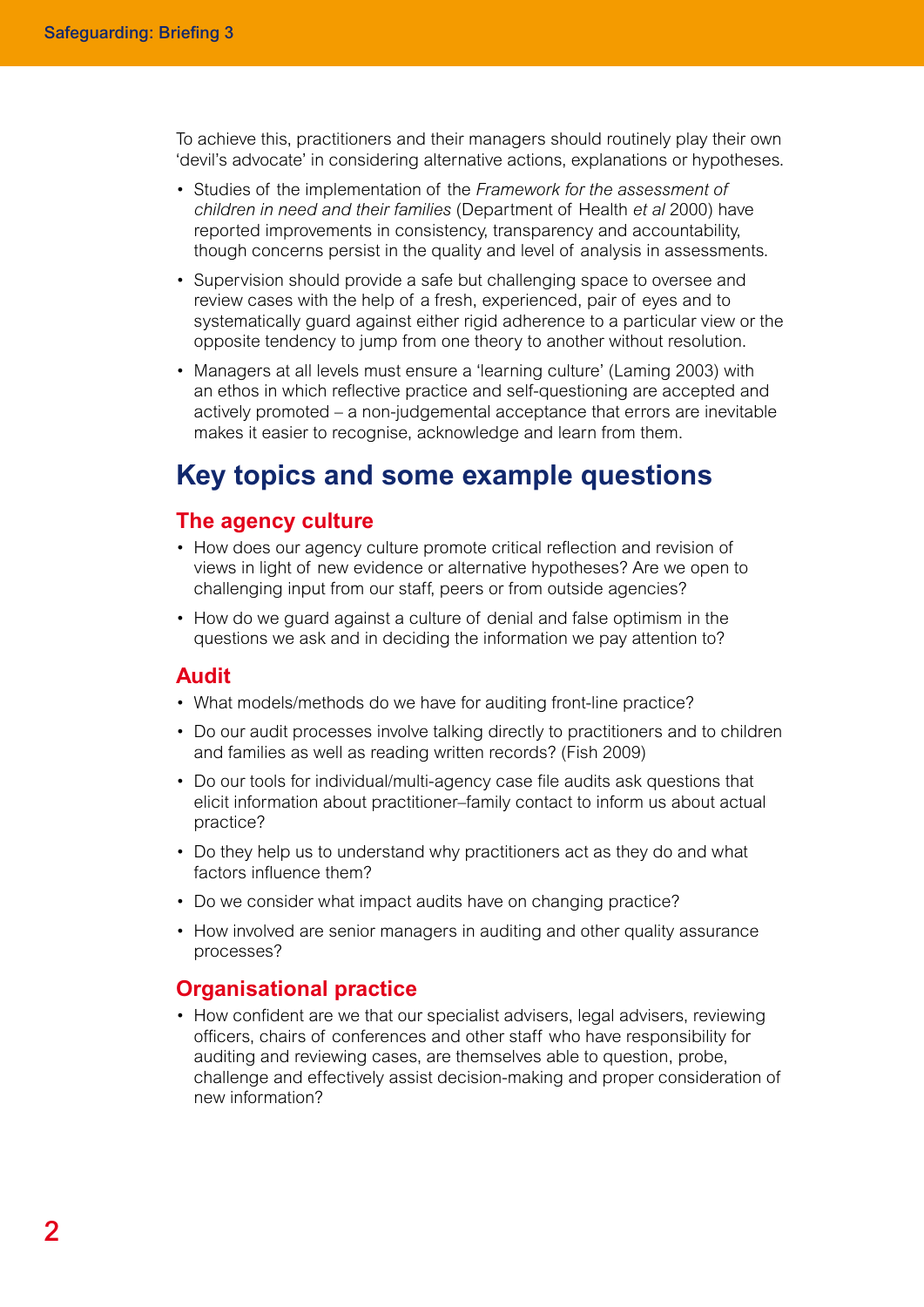To achieve this, practitioners and their managers should routinely play their own 'devil's advocate' in considering alternative actions, explanations or hypotheses.

- Studies of the implementation of the *Framework for the assessment of children in need and their families* (Department of Health *et al* 2000) have reported improvements in consistency, transparency and accountability, though concerns persist in the quality and level of analysis in assessments.
- Supervision should provide a safe but challenging space to oversee and review cases with the help of a fresh, experienced, pair of eyes and to systematically guard against either rigid adherence to a particular view or the opposite tendency to jump from one theory to another without resolution.
- Managers at all levels must ensure a 'learning culture' (Laming 2003) with an ethos in which reflective practice and self-questioning are accepted and actively promoted – a non-judgemental acceptance that errors are inevitable makes it easier to recognise, acknowledge and learn from them.

## Key topics and some example questions

### The agency culture

- How does our agency culture promote critical reflection and revision of views in light of new evidence or alternative hypotheses? Are we open to challenging input from our staff, peers or from outside agencies?
- How do we guard against a culture of denial and false optimism in the questions we ask and in deciding the information we pay attention to?

### Audit

- What models/methods do we have for auditing front-line practice?
- Do our audit processes involve talking directly to practitioners and to children and families as well as reading written records? (Fish 2009)
- Do our tools for individual/multi-agency case file audits ask questions that elicit information about practitioner–family contact to inform us about actual practice?
- Do they help us to understand why practitioners act as they do and what factors influence them?
- Do we consider what impact audits have on changing practice?
- How involved are senior managers in auditing and other quality assurance processes?

### Organisational practice

- How confident are we that our specialist advisers, legal advisers, reviewing officers, chairs of conferences and other staff who have responsibility for auditing and reviewing cases, are themselves able to question, probe, challenge and effectively assist decision-making and proper consideration of new information?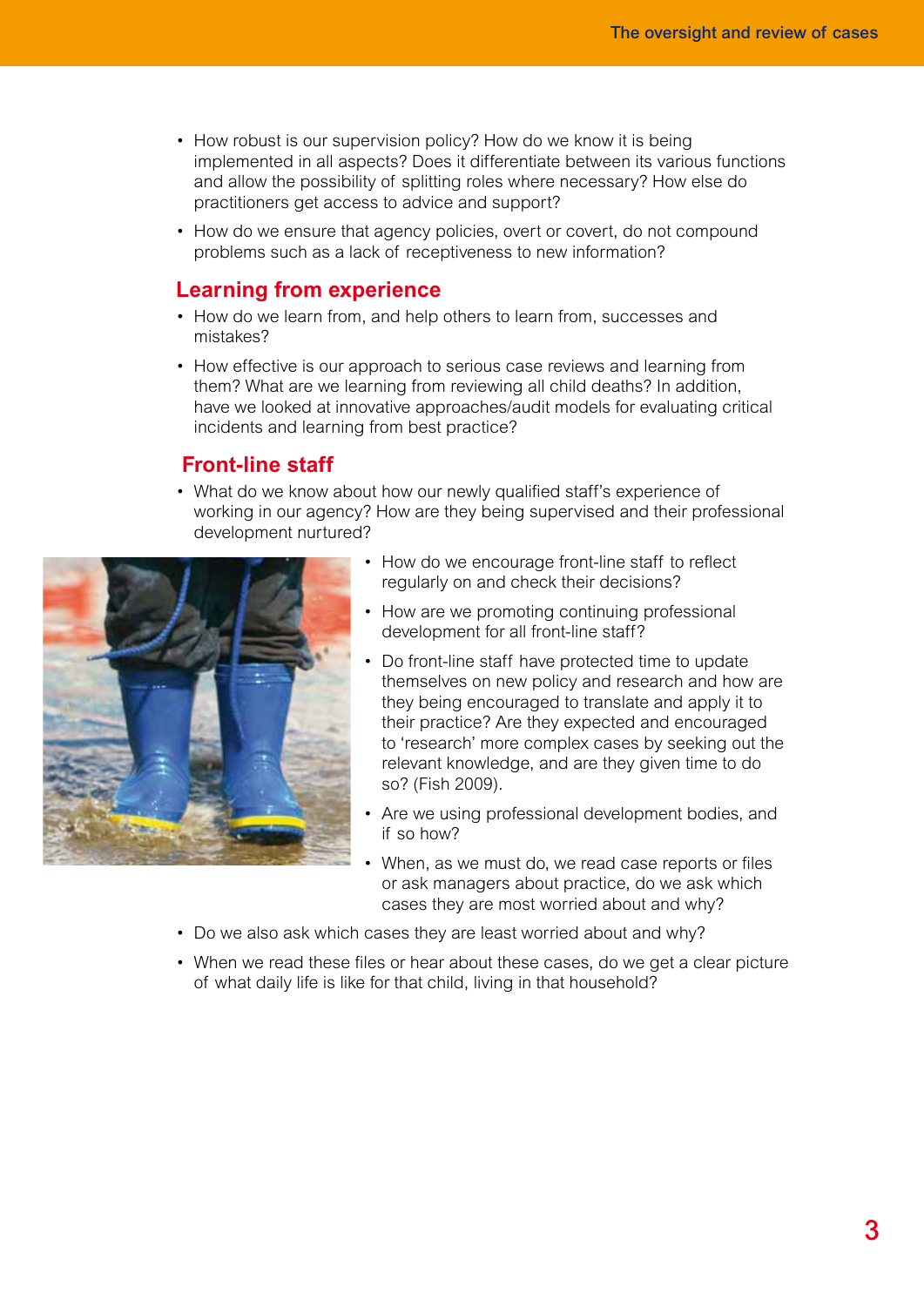- How robust is our supervision policy? How do we know it is being implemented in all aspects? Does it differentiate between its various functions and allow the possibility of splitting roles where necessary? How else do practitioners get access to advice and support?
- How do we ensure that agency policies, overt or covert, do not compound problems such as a lack of receptiveness to new information?

## Learning from experience

- How do we learn from, and help others to learn from, successes and mistakes?
- How effective is our approach to serious case reviews and learning from them? What are we learning from reviewing all child deaths? In addition, have we looked at innovative approaches/audit models for evaluating critical incidents and learning from best practice?

## Front-line staff

- What do we know about how our newly qualified staff's experience of working in our agency? How are they being supervised and their professional development nurtured?
- How do we encourage front-line staff to reflect regularly on and check their decisions?
- How are we promoting continuing professional development for all front-line staff?
- Do front-line staff have protected time to update themselves on new policy and research and how are they being encouraged to translate and apply it to their practice? Are they expected and encouraged to 'research' more complex cases by seeking out the relevant knowledge, and are they given time to do so? (Fish 2009).
- Are we using professional development bodies, and if so how?
- When, as we must do, we read case reports or files or ask managers about practice, do we ask which cases they are most worried about and why?
- Do we also ask which cases they are least worried about and why?
- When we read these files or hear about these cases, do we get a clear picture of what daily life is like for that child, living in that household?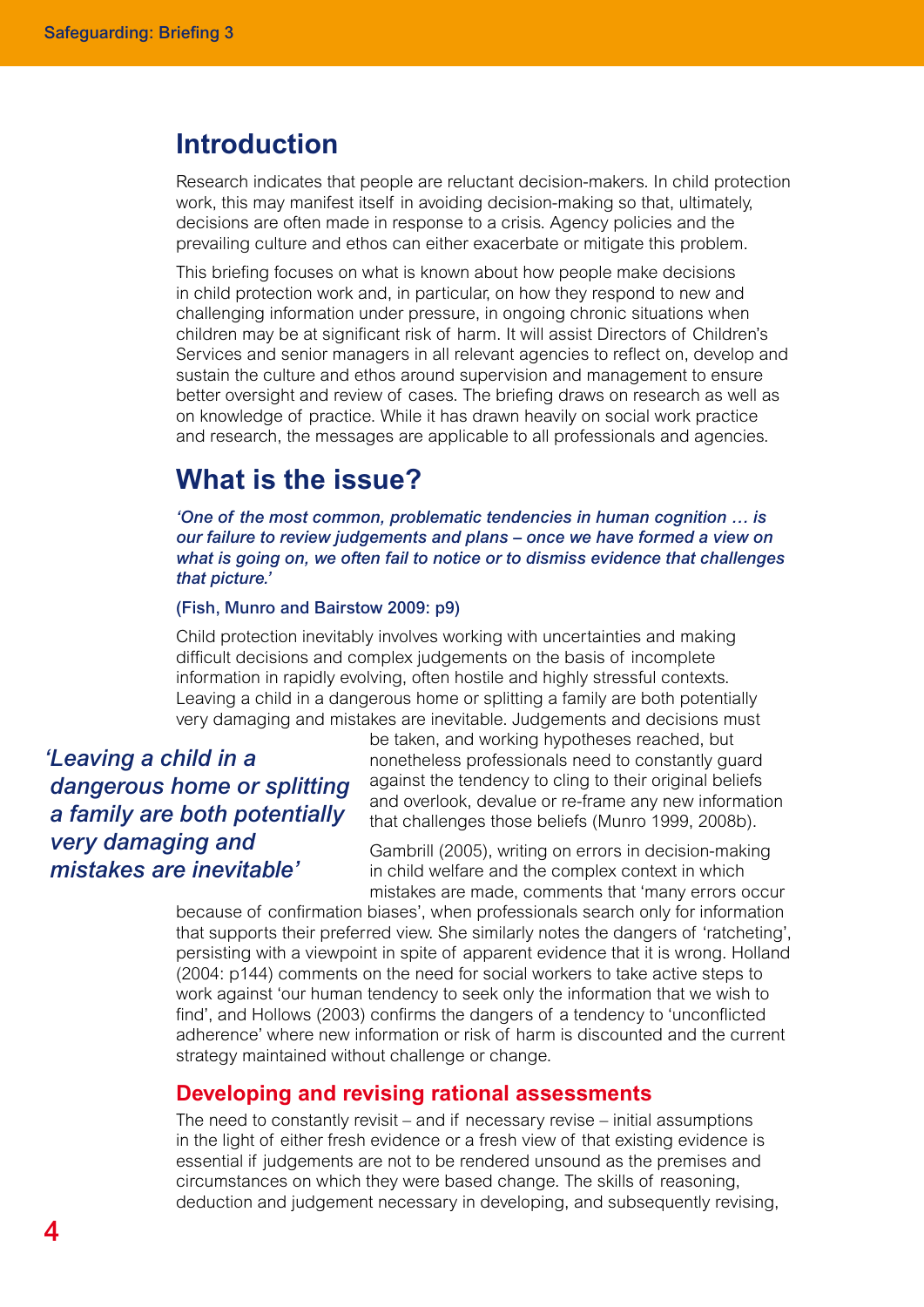## Introduction

Research indicates that people are reluctant decision-makers. In child protection work, this may manifest itself in avoiding decision-making so that, ultimately, decisions are often made in response to a crisis. Agency policies and the prevailing culture and ethos can either exacerbate or mitigate this problem.

This briefing focuses on what is known about how people make decisions in child protection work and, in particular, on how they respond to new and challenging information under pressure, in ongoing chronic situations when children may be at significant risk of harm. It will assist Directors of Children's Services and senior managers in all relevant agencies to reflect on, develop and sustain the culture and ethos around supervision and management to ensure better oversight and review of cases. The briefing draws on research as well as on knowledge of practice. While it has drawn heavily on social work practice and research, the messages are applicable to all professionals and agencies.

## What is the issue?

***'One of the most common, problematic tendencies in human cognition … is our failure to review judgements and plans – once we have formed a view on what is going on, we often fail to notice or to dismiss evidence that challenges that picture.'***

**(Fish, Munro and Bairstow 2009: p9)**

Child protection inevitably involves working with uncertainties and making difficult decisions and complex judgements on the basis of incomplete information in rapidly evolving, often hostile and highly stressful contexts. Leaving a child in a dangerous home or splitting a family are both potentially very damaging and mistakes are inevitable. Judgements and decisions must be taken, and working hypotheses reached, but nonetheless professionals need to constantly guard against the tendency to cling to their original beliefs and overlook, devalue or re-frame any new information that challenges those beliefs (Munro 1999, 2008b).

> *'Leaving a child in a dangerous home or splitting a family are both potentially very damaging and mistakes are inevitable'*

Gambrill (2005), writing on errors in decision-making in child welfare and the complex context in which mistakes are made, comments that 'many errors occur because of confirmation biases', when professionals search only for information that supports their preferred view. She similarly notes the dangers of 'ratcheting', persisting with a viewpoint in spite of apparent evidence that it is wrong. Holland (2004: p144) comments on the need for social workers to take active steps to work against 'our human tendency to seek only the information that we wish to find', and Hollows (2003) confirms the dangers of a tendency to 'unconflicted adherence' where new information or risk of harm is discounted and the current strategy maintained without challenge or change.

### Developing and revising rational assessments

The need to constantly revisit – and if necessary revise – initial assumptions in the light of either fresh evidence or a fresh view of that existing evidence is essential if judgements are not to be rendered unsound as the premises and circumstances on which they were based change. The skills of reasoning, deduction and judgement necessary in developing, and subsequently revising,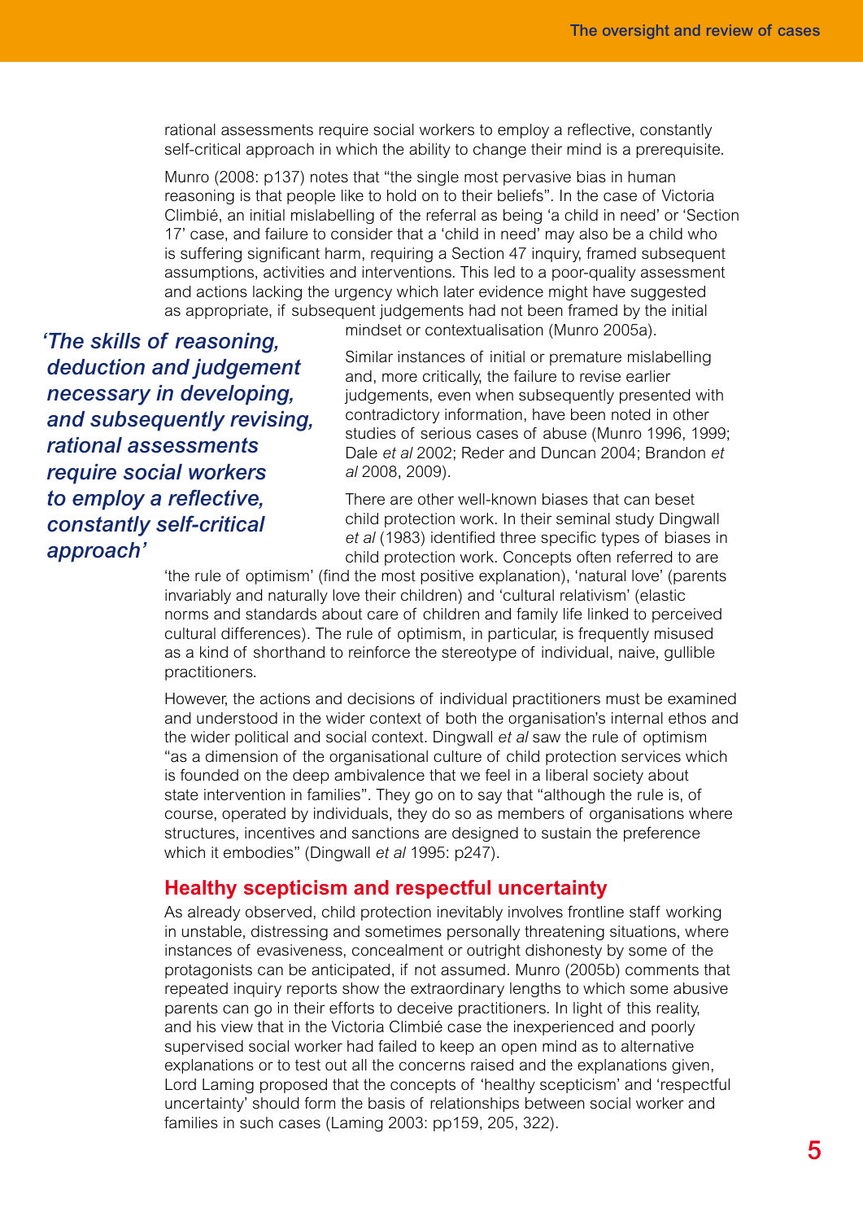rational assessments require social workers to employ a reflective, constantly self-critical approach in which the ability to change their mind is a prerequisite.

Munro (2008: p137) notes that "the single most pervasive bias in human reasoning is that people like to hold on to their beliefs". In the case of Victoria Climbié, an initial mislabelling of the referral as being 'a child in need' or 'Section 17' case, and failure to consider that a 'child in need' may also be a child who is suffering significant harm, requiring a Section 47 inquiry, framed subsequent assumptions, activities and interventions. This led to a poor-quality assessment and actions lacking the urgency which later evidence might have suggested as appropriate, if subsequent judgements had not been framed by the initial mindset or contextualisation (Munro 2005a).

> ***'The skills of reasoning, deduction and judgement necessary in developing, and subsequently revising, rational assessments require social workers to employ a reflective, constantly self-critical approach'***

Similar instances of initial or premature mislabelling and, more critically, the failure to revise earlier judgements, even when subsequently presented with contradictory information, have been noted in other studies of serious cases of abuse (Munro 1996, 1999; Dale *et al* 2002; Reder and Duncan 2004; Brandon *et al* 2008, 2009).

There are other well-known biases that can beset child protection work. In their seminal study Dingwall *et al* (1983) identified three specific types of biases in child protection work. Concepts often referred to are 'the rule of optimism' (find the most positive explanation), 'natural love' (parents invariably and naturally love their children) and 'cultural relativism' (elastic norms and standards about care of children and family life linked to perceived cultural differences). The rule of optimism, in particular, is frequently misused as a kind of shorthand to reinforce the stereotype of individual, naive, gullible practitioners.

However, the actions and decisions of individual practitioners must be examined and understood in the wider context of both the organisation's internal ethos and the wider political and social context. Dingwall *et al* saw the rule of optimism "as a dimension of the organisational culture of child protection services which is founded on the deep ambivalence that we feel in a liberal society about state intervention in families". They go on to say that "although the rule is, of course, operated by individuals, they do so as members of organisations where structures, incentives and sanctions are designed to sustain the preference which it embodies" (Dingwall *et al* 1995: p247).

## Healthy scepticism and respectful uncertainty

As already observed, child protection inevitably involves frontline staff working in unstable, distressing and sometimes personally threatening situations, where instances of evasiveness, concealment or outright dishonesty by some of the protagonists can be anticipated, if not assumed. Munro (2005b) comments that repeated inquiry reports show the extraordinary lengths to which some abusive parents can go in their efforts to deceive practitioners. In light of this reality, and his view that in the Victoria Climbié case the inexperienced and poorly supervised social worker had failed to keep an open mind as to alternative explanations or to test out all the concerns raised and the explanations given, Lord Laming proposed that the concepts of 'healthy scepticism' and 'respectful uncertainty' should form the basis of relationships between social worker and families in such cases (Laming 2003: pp159, 205, 322).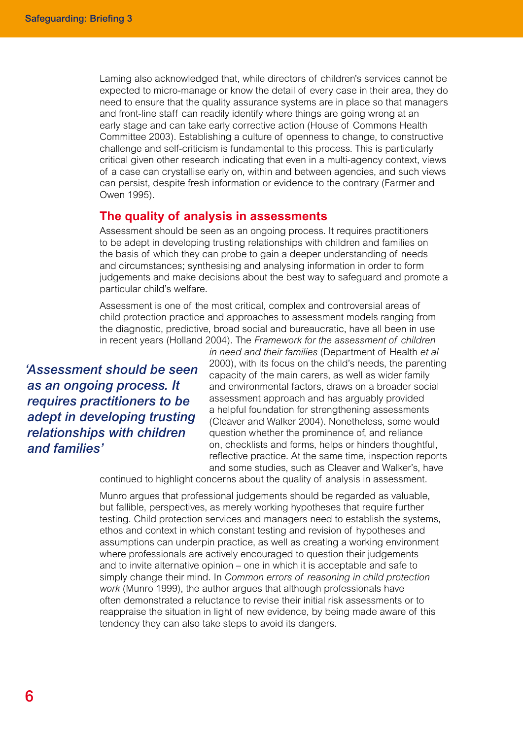Laming also acknowledged that, while directors of children's services cannot be expected to micro-manage or know the detail of every case in their area, they do need to ensure that the quality assurance systems are in place so that managers and front-line staff can readily identify where things are going wrong at an early stage and can take early corrective action (House of Commons Health Committee 2003). Establishing a culture of openness to change, to constructive challenge and self-criticism is fundamental to this process. This is particularly critical given other research indicating that even in a multi-agency context, views of a case can crystallise early on, within and between agencies, and such views can persist, despite fresh information or evidence to the contrary (Farmer and Owen 1995).

## The quality of analysis in assessments

Assessment should be seen as an ongoing process. It requires practitioners to be adept in developing trusting relationships with children and families on the basis of which they can probe to gain a deeper understanding of needs and circumstances; synthesising and analysing information in order to form judgements and make decisions about the best way to safeguard and promote a particular child's welfare.

Assessment is one of the most critical, complex and controversial areas of child protection practice and approaches to assessment models ranging from the diagnostic, predictive, broad social and bureaucratic, have all been in use in recent years (Holland 2004). The *Framework for the assessment of children in need and their families* (Department of Health *et al* 2000), with its focus on the child's needs, the parenting capacity of the main carers, as well as wider family and environmental factors, draws on a broader social assessment approach and has arguably provided a helpful foundation for strengthening assessments (Cleaver and Walker 2004). Nonetheless, some would question whether the prominence of, and reliance on, checklists and forms, helps or hinders thoughtful, reflective practice. At the same time, inspection reports and some studies, such as Cleaver and Walker's, have continued to highlight concerns about the quality of analysis in assessment.

> ***'Assessment should be seen as an ongoing process. It requires practitioners to be adept in developing trusting relationships with children and families'***

Munro argues that professional judgements should be regarded as valuable, but fallible, perspectives, as merely working hypotheses that require further testing. Child protection services and managers need to establish the systems, ethos and context in which constant testing and revision of hypotheses and assumptions can underpin practice, as well as creating a working environment where professionals are actively encouraged to question their judgements and to invite alternative opinion – one in which it is acceptable and safe to simply change their mind. In *Common errors of reasoning in child protection work* (Munro 1999), the author argues that although professionals have often demonstrated a reluctance to revise their initial risk assessments or to reappraise the situation in light of new evidence, by being made aware of this tendency they can also take steps to avoid its dangers.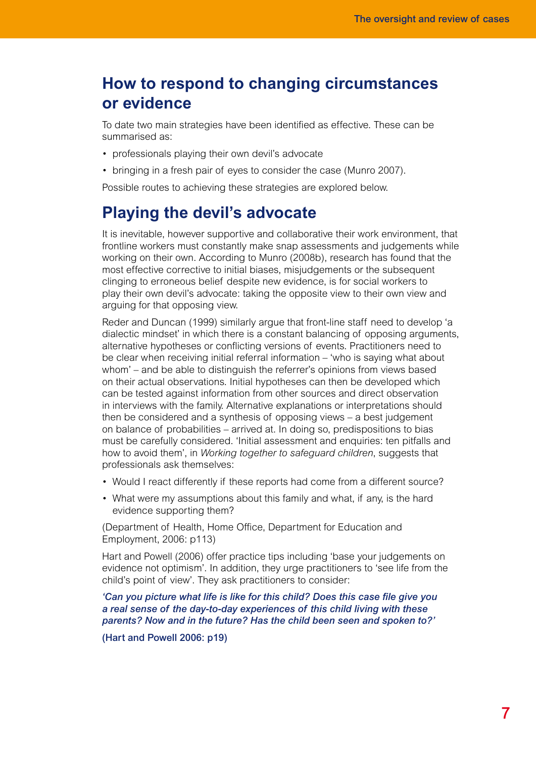## How to respond to changing circumstances or evidence

To date two main strategies have been identified as effective. These can be summarised as:

- professionals playing their own devil's advocate
- bringing in a fresh pair of eyes to consider the case (Munro 2007).

Possible routes to achieving these strategies are explored below.

## Playing the devil's advocate

It is inevitable, however supportive and collaborative their work environment, that frontline workers must constantly make snap assessments and judgements while working on their own. According to Munro (2008b), research has found that the most effective corrective to initial biases, misjudgements or the subsequent clinging to erroneous belief despite new evidence, is for social workers to play their own devil's advocate: taking the opposite view to their own view and arguing for that opposing view.

Reder and Duncan (1999) similarly argue that front-line staff need to develop 'a dialectic mindset' in which there is a constant balancing of opposing arguments, alternative hypotheses or conflicting versions of events. Practitioners need to be clear when receiving initial referral information – 'who is saying what about whom' – and be able to distinguish the referrer's opinions from views based on their actual observations. Initial hypotheses can then be developed which can be tested against information from other sources and direct observation in interviews with the family. Alternative explanations or interpretations should then be considered and a synthesis of opposing views – a best judgement on balance of probabilities – arrived at. In doing so, predispositions to bias must be carefully considered. 'Initial assessment and enquiries: ten pitfalls and how to avoid them', in *Working together to safeguard children*, suggests that professionals ask themselves:

- Would I react differently if these reports had come from a different source?
- What were my assumptions about this family and what, if any, is the hard evidence supporting them?

(Department of Health, Home Office, Department for Education and Employment, 2006: p113)

Hart and Powell (2006) offer practice tips including 'base your judgements on evidence not optimism'. In addition, they urge practitioners to 'see life from the child's point of view'. They ask practitioners to consider:

***'Can you picture what life is like for this child? Does this case file give you a real sense of the day-to-day experiences of this child living with these parents? Now and in the future? Has the child been seen and spoken to?'***

**(Hart and Powell 2006: p19)**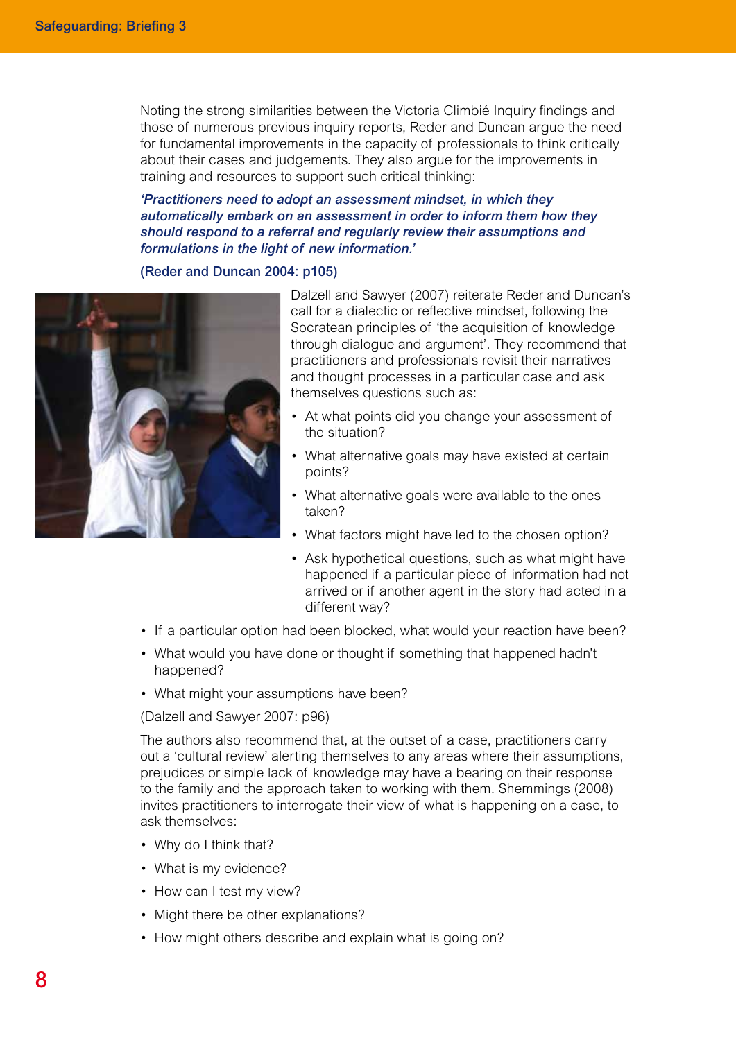Noting the strong similarities between the Victoria Climbié Inquiry findings and those of numerous previous inquiry reports, Reder and Duncan argue the need for fundamental improvements in the capacity of professionals to think critically about their cases and judgements. They also argue for the improvements in training and resources to support such critical thinking:

***'Practitioners need to adopt an assessment mindset, in which they automatically embark on an assessment in order to inform them how they should respond to a referral and regularly review their assumptions and formulations in the light of new information.'***

**(Reder and Duncan 2004: p105)**

Dalzell and Sawyer (2007) reiterate Reder and Duncan's call for a dialectic or reflective mindset, following the Socratean principles of 'the acquisition of knowledge through dialogue and argument'. They recommend that practitioners and professionals revisit their narratives and thought processes in a particular case and ask themselves questions such as:

- At what points did you change your assessment of the situation?
- What alternative goals may have existed at certain points?
- What alternative goals were available to the ones taken?
- What factors might have led to the chosen option?
- Ask hypothetical questions, such as what might have happened if a particular piece of information had not arrived or if another agent in the story had acted in a different way?
- If a particular option had been blocked, what would your reaction have been?
- What would you have done or thought if something that happened hadn't happened?
- What might your assumptions have been?

(Dalzell and Sawyer 2007: p96)

The authors also recommend that, at the outset of a case, practitioners carry out a 'cultural review' alerting themselves to any areas where their assumptions, prejudices or simple lack of knowledge may have a bearing on their response to the family and the approach taken to working with them. Shemmings (2008) invites practitioners to interrogate their view of what is happening on a case, to ask themselves:

- Why do I think that?
- What is my evidence?
- How can I test my view?
- Might there be other explanations?
- How might others describe and explain what is going on?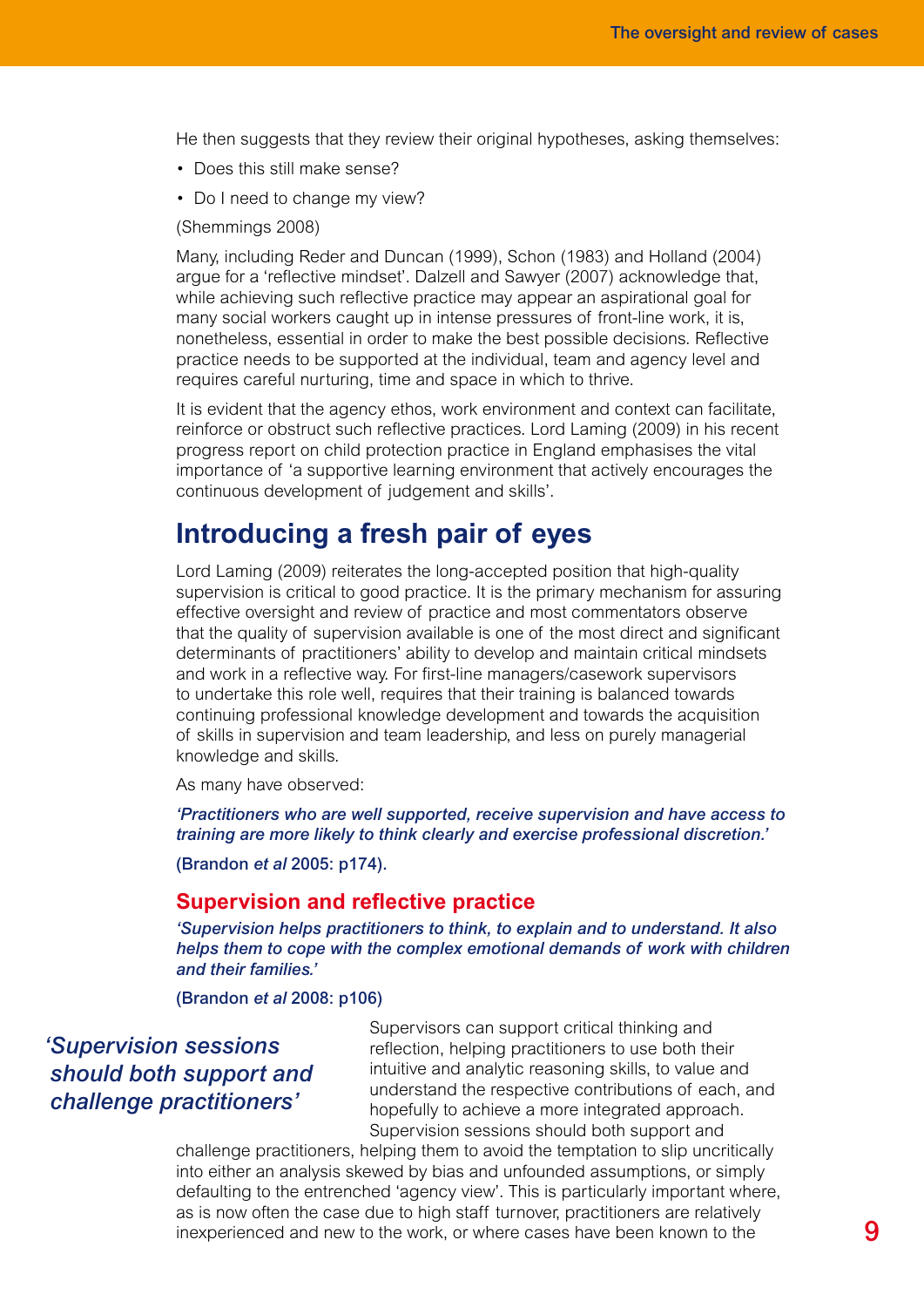He then suggests that they review their original hypotheses, asking themselves:

- Does this still make sense?
- Do I need to change my view?

(Shemmings 2008)

Many, including Reder and Duncan (1999), Schon (1983) and Holland (2004) argue for a 'reflective mindset'. Dalzell and Sawyer (2007) acknowledge that, while achieving such reflective practice may appear an aspirational goal for many social workers caught up in intense pressures of front-line work, it is, nonetheless, essential in order to make the best possible decisions. Reflective practice needs to be supported at the individual, team and agency level and requires careful nurturing, time and space in which to thrive.

It is evident that the agency ethos, work environment and context can facilitate, reinforce or obstruct such reflective practices. Lord Laming (2009) in his recent progress report on child protection practice in England emphasises the vital importance of 'a supportive learning environment that actively encourages the continuous development of judgement and skills'.

## Introducing a fresh pair of eyes

Lord Laming (2009) reiterates the long-accepted position that high-quality supervision is critical to good practice. It is the primary mechanism for assuring effective oversight and review of practice and most commentators observe that the quality of supervision available is one of the most direct and significant determinants of practitioners' ability to develop and maintain critical mindsets and work in a reflective way. For first-line managers/casework supervisors to undertake this role well, requires that their training is balanced towards continuing professional knowledge development and towards the acquisition of skills in supervision and team leadership, and less on purely managerial knowledge and skills.

As many have observed:

***'Practitioners who are well supported, receive supervision and have access to training are more likely to think clearly and exercise professional discretion.'***

**(Brandon *et al* 2005: p174).**

### Supervision and reflective practice

***'Supervision helps practitioners to think, to explain and to understand. It also helps them to cope with the complex emotional demands of work with children and their families.'***

**(Brandon *et al* 2008: p106)**

*'Supervision sessions should both support and challenge practitioners'*

Supervisors can support critical thinking and reflection, helping practitioners to use both their intuitive and analytic reasoning skills, to value and understand the respective contributions of each, and hopefully to achieve a more integrated approach. Supervision sessions should both support and challenge practitioners, helping them to avoid the temptation to slip uncritically into either an analysis skewed by bias and unfounded assumptions, or simply defaulting to the entrenched 'agency view'. This is particularly important where, as is now often the case due to high staff turnover, practitioners are relatively inexperienced and new to the work, or where cases have been known to the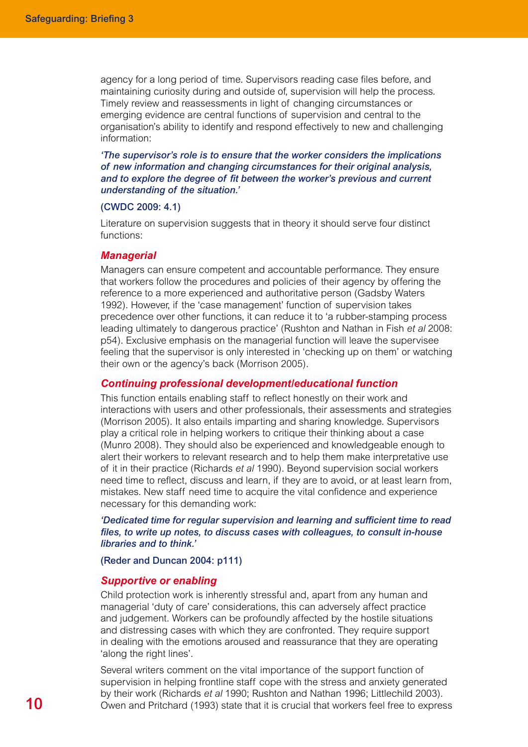agency for a long period of time. Supervisors reading case files before, and maintaining curiosity during and outside of, supervision will help the process. Timely review and reassessments in light of changing circumstances or emerging evidence are central functions of supervision and central to the organisation's ability to identify and respond effectively to new and challenging information:

***'The supervisor's role is to ensure that the worker considers the implications of new information and changing circumstances for their original analysis, and to explore the degree of fit between the worker's previous and current understanding of the situation.'***

**(CWDC 2009: 4.1)**

Literature on supervision suggests that in theory it should serve four distinct functions:

### *Managerial*

Managers can ensure competent and accountable performance. They ensure that workers follow the procedures and policies of their agency by offering the reference to a more experienced and authoritative person (Gadsby Waters 1992). However, if the 'case management' function of supervision takes precedence over other functions, it can reduce it to 'a rubber-stamping process leading ultimately to dangerous practice' (Rushton and Nathan in Fish *et al* 2008: p54). Exclusive emphasis on the managerial function will leave the supervisee feeling that the supervisor is only interested in 'checking up on them' or watching their own or the agency's back (Morrison 2005).

### *Continuing professional development/educational function*

This function entails enabling staff to reflect honestly on their work and interactions with users and other professionals, their assessments and strategies (Morrison 2005). It also entails imparting and sharing knowledge. Supervisors play a critical role in helping workers to critique their thinking about a case (Munro 2008). They should also be experienced and knowledgeable enough to alert their workers to relevant research and to help them make interpretative use of it in their practice (Richards *et al* 1990). Beyond supervision social workers need time to reflect, discuss and learn, if they are to avoid, or at least learn from, mistakes. New staff need time to acquire the vital confidence and experience necessary for this demanding work:

***'Dedicated time for regular supervision and learning and sufficient time to read files, to write up notes, to discuss cases with colleagues, to consult in-house libraries and to think.'***

**(Reder and Duncan 2004: p111)**

### *Supportive or enabling*

Child protection work is inherently stressful and, apart from any human and managerial 'duty of care' considerations, this can adversely affect practice and judgement. Workers can be profoundly affected by the hostile situations and distressing cases with which they are confronted. They require support in dealing with the emotions aroused and reassurance that they are operating 'along the right lines'.

Several writers comment on the vital importance of the support function of supervision in helping frontline staff cope with the stress and anxiety generated by their work (Richards *et al* 1990; Rushton and Nathan 1996; Littlechild 2003). Owen and Pritchard (1993) state that it is crucial that workers feel free to express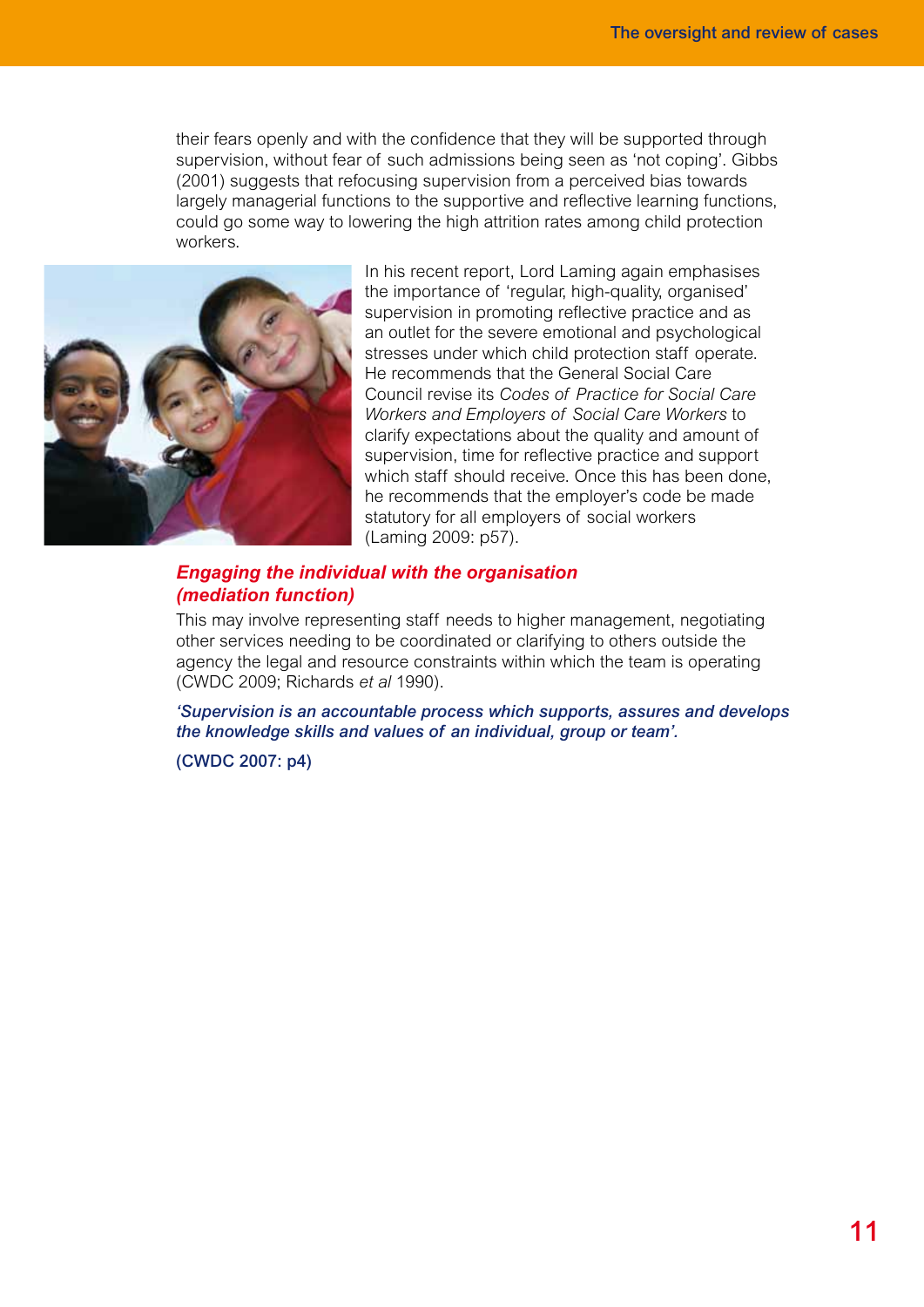their fears openly and with the confidence that they will be supported through supervision, without fear of such admissions being seen as 'not coping'. Gibbs (2001) suggests that refocusing supervision from a perceived bias towards largely managerial functions to the supportive and reflective learning functions, could go some way to lowering the high attrition rates among child protection workers.

In his recent report, Lord Laming again emphasises the importance of 'regular, high-quality, organised' supervision in promoting reflective practice and as an outlet for the severe emotional and psychological stresses under which child protection staff operate. He recommends that the General Social Care Council revise its *Codes of Practice for Social Care Workers and Employers of Social Care Workers* to clarify expectations about the quality and amount of supervision, time for reflective practice and support which staff should receive. Once this has been done, he recommends that the employer's code be made statutory for all employers of social workers (Laming 2009: p57).

### *Engaging the individual with the organisation (mediation function)*

This may involve representing staff needs to higher management, negotiating other services needing to be coordinated or clarifying to others outside the agency the legal and resource constraints within which the team is operating (CWDC 2009; Richards *et al* 1990).

***'Supervision is an accountable process which supports, assures and develops the knowledge skills and values of an individual, group or team'.***

**(CWDC 2007: p4)**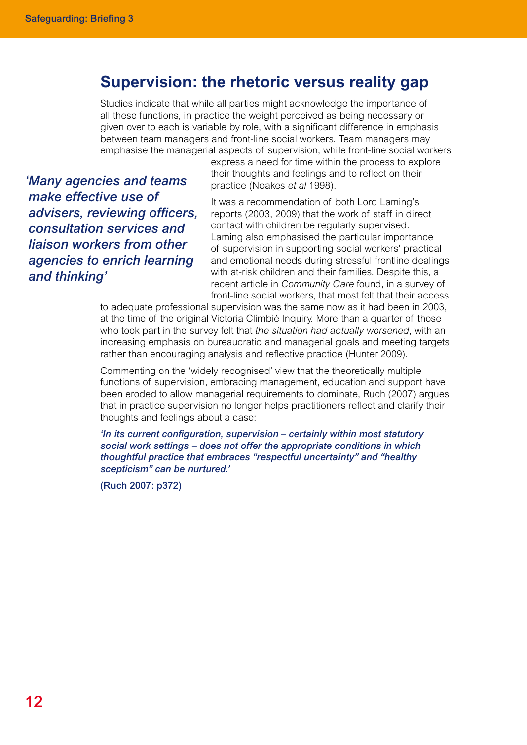## Supervision: the rhetoric versus reality gap

Studies indicate that while all parties might acknowledge the importance of all these functions, in practice the weight perceived as being necessary or given over to each is variable by role, with a significant difference in emphasis between team managers and front-line social workers. Team managers may emphasise the managerial aspects of supervision, while front-line social workers express a need for time within the process to explore their thoughts and feelings and to reflect on their practice (Noakes *et al* 1998).

***'Many agencies and teams make effective use of advisers, reviewing officers, consultation services and liaison workers from other agencies to enrich learning and thinking'***

It was a recommendation of both Lord Laming's reports (2003, 2009) that the work of staff in direct contact with children be regularly supervised. Laming also emphasised the particular importance of supervision in supporting social workers' practical and emotional needs during stressful frontline dealings with at-risk children and their families. Despite this, a recent article in *Community Care* found, in a survey of front-line social workers, that most felt that their access to adequate professional supervision was the same now as it had been in 2003, at the time of the original Victoria Climbié Inquiry. More than a quarter of those who took part in the survey felt that *the situation had actually worsened*, with an increasing emphasis on bureaucratic and managerial goals and meeting targets rather than encouraging analysis and reflective practice (Hunter 2009).

Commenting on the 'widely recognised' view that the theoretically multiple functions of supervision, embracing management, education and support have been eroded to allow managerial requirements to dominate, Ruch (2007) argues that in practice supervision no longer helps practitioners reflect and clarify their thoughts and feelings about a case:

***'In its current configuration, supervision – certainly within most statutory social work settings – does not offer the appropriate conditions in which thoughtful practice that embraces "respectful uncertainty" and "healthy scepticism" can be nurtured.'***

**(Ruch 2007: p372)**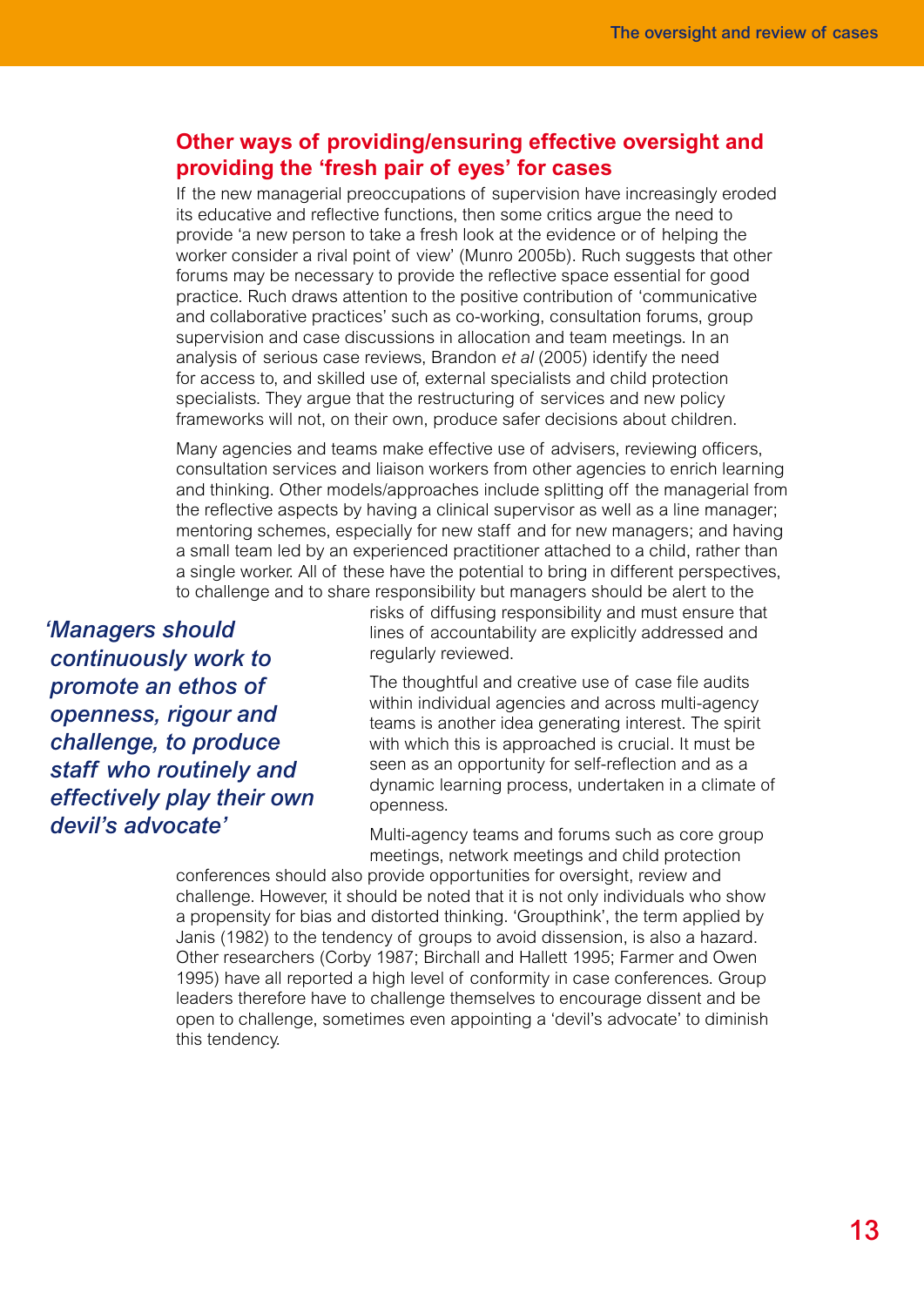## Other ways of providing/ensuring effective oversight and providing the 'fresh pair of eyes' for cases

If the new managerial preoccupations of supervision have increasingly eroded its educative and reflective functions, then some critics argue the need to provide 'a new person to take a fresh look at the evidence or of helping the worker consider a rival point of view' (Munro 2005b). Ruch suggests that other forums may be necessary to provide the reflective space essential for good practice. Ruch draws attention to the positive contribution of 'communicative and collaborative practices' such as co-working, consultation forums, group supervision and case discussions in allocation and team meetings. In an analysis of serious case reviews, Brandon *et al* (2005) identify the need for access to, and skilled use of, external specialists and child protection specialists. They argue that the restructuring of services and new policy frameworks will not, on their own, produce safer decisions about children.

Many agencies and teams make effective use of advisers, reviewing officers, consultation services and liaison workers from other agencies to enrich learning and thinking. Other models/approaches include splitting off the managerial from the reflective aspects by having a clinical supervisor as well as a line manager; mentoring schemes, especially for new staff and for new managers; and having a small team led by an experienced practitioner attached to a child, rather than a single worker. All of these have the potential to bring in different perspectives, to challenge and to share responsibility but managers should be alert to the risks of diffusing responsibility and must ensure that lines of accountability are explicitly addressed and regularly reviewed.

> ***'Managers should continuously work to promote an ethos of openness, rigour and challenge, to produce staff who routinely and effectively play their own devil's advocate'***

The thoughtful and creative use of case file audits within individual agencies and across multi-agency teams is another idea generating interest. The spirit with which this is approached is crucial. It must be seen as an opportunity for self-reflection and as a dynamic learning process, undertaken in a climate of openness.

Multi-agency teams and forums such as core group meetings, network meetings and child protection conferences should also provide opportunities for oversight, review and challenge. However, it should be noted that it is not only individuals who show a propensity for bias and distorted thinking. 'Groupthink', the term applied by Janis (1982) to the tendency of groups to avoid dissension, is also a hazard. Other researchers (Corby 1987; Birchall and Hallett 1995; Farmer and Owen 1995) have all reported a high level of conformity in case conferences. Group leaders therefore have to challenge themselves to encourage dissent and be open to challenge, sometimes even appointing a 'devil's advocate' to diminish this tendency.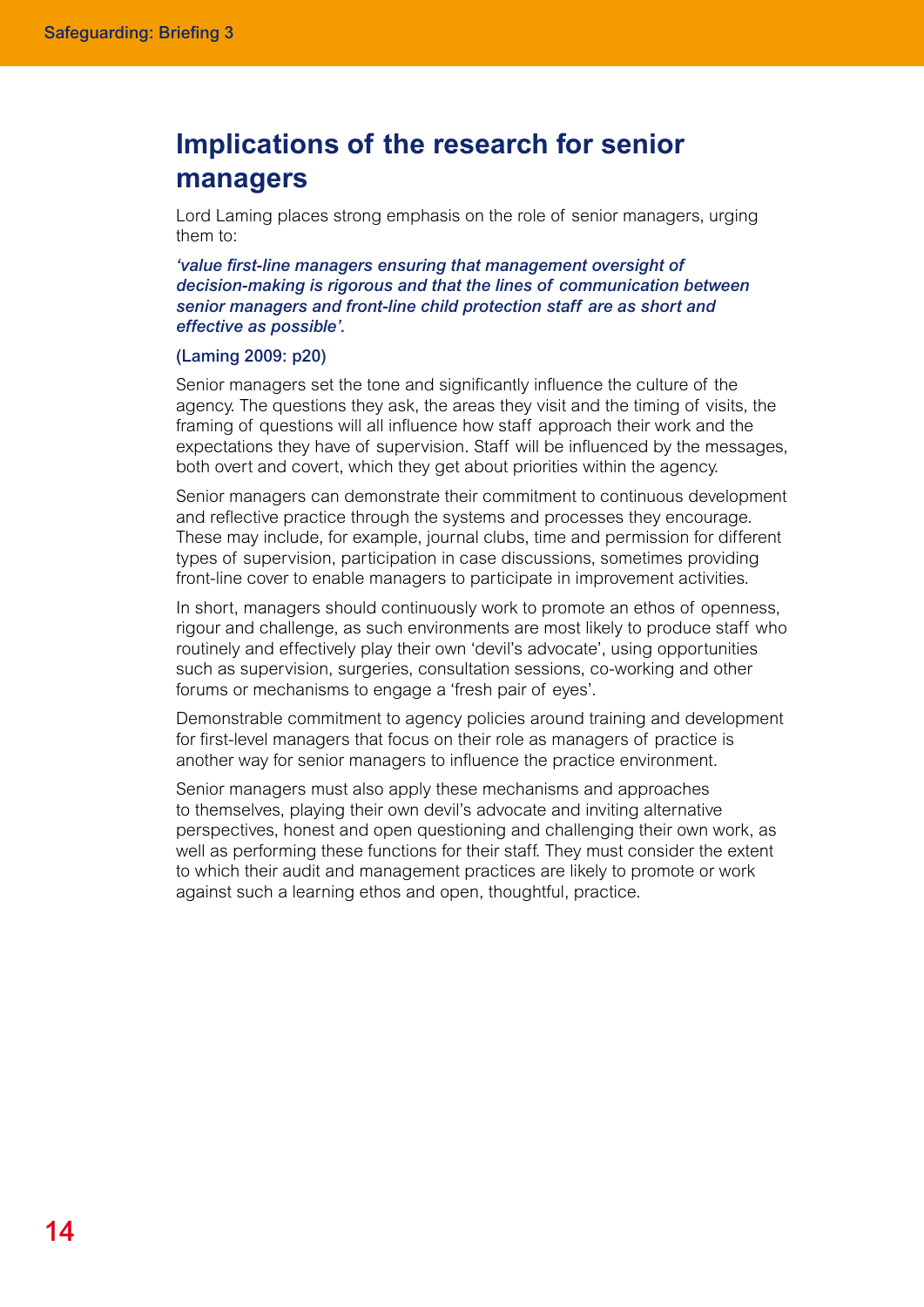## Implications of the research for senior managers

Lord Laming places strong emphasis on the role of senior managers, urging them to:

***'value first-line managers ensuring that management oversight of decision-making is rigorous and that the lines of communication between senior managers and front-line child protection staff are as short and effective as possible'.***

**(Laming 2009: p20)**

Senior managers set the tone and significantly influence the culture of the agency. The questions they ask, the areas they visit and the timing of visits, the framing of questions will all influence how staff approach their work and the expectations they have of supervision. Staff will be influenced by the messages, both overt and covert, which they get about priorities within the agency.

Senior managers can demonstrate their commitment to continuous development and reflective practice through the systems and processes they encourage. These may include, for example, journal clubs, time and permission for different types of supervision, participation in case discussions, sometimes providing front-line cover to enable managers to participate in improvement activities.

In short, managers should continuously work to promote an ethos of openness, rigour and challenge, as such environments are most likely to produce staff who routinely and effectively play their own 'devil's advocate', using opportunities such as supervision, surgeries, consultation sessions, co-working and other forums or mechanisms to engage a 'fresh pair of eyes'.

Demonstrable commitment to agency policies around training and development for first-level managers that focus on their role as managers of practice is another way for senior managers to influence the practice environment.

Senior managers must also apply these mechanisms and approaches to themselves, playing their own devil's advocate and inviting alternative perspectives, honest and open questioning and challenging their own work, as well as performing these functions for their staff. They must consider the extent to which their audit and management practices are likely to promote or work against such a learning ethos and open, thoughtful, practice.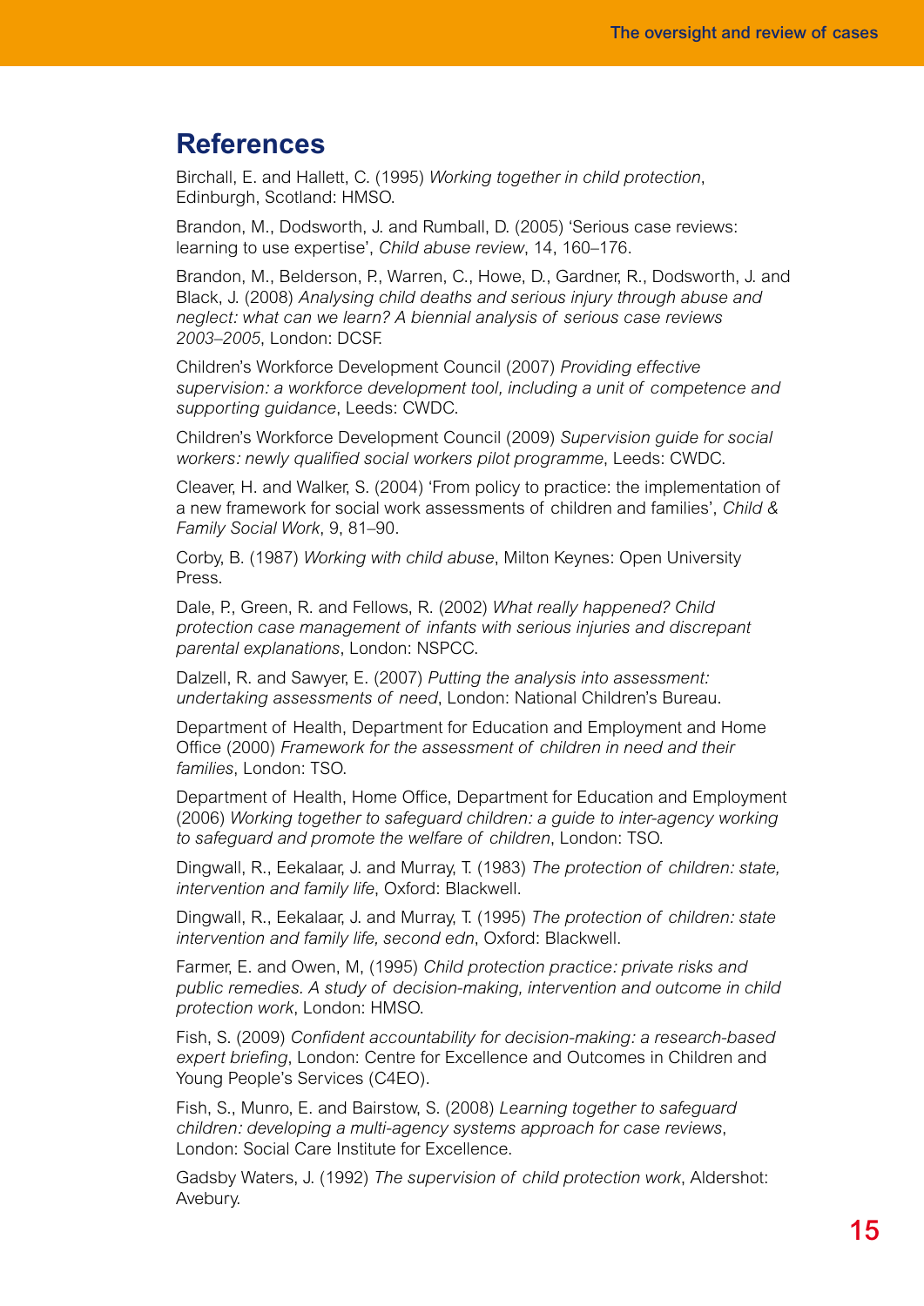## References

Birchall, E. and Hallett, C. (1995) *Working together in child protection*, Edinburgh, Scotland: HMSO.

Brandon, M., Dodsworth, J. and Rumball, D. (2005) 'Serious case reviews: learning to use expertise', *Child abuse review*, 14, 160–176.

Brandon, M., Belderson, P., Warren, C., Howe, D., Gardner, R., Dodsworth, J. and Black, J. (2008) *Analysing child deaths and serious injury through abuse and neglect: what can we learn? A biennial analysis of serious case reviews 2003–2005*, London: DCSF.

Children's Workforce Development Council (2007) *Providing effective supervision: a workforce development tool, including a unit of competence and supporting guidance*, Leeds: CWDC.

Children's Workforce Development Council (2009) *Supervision guide for social workers: newly qualified social workers pilot programme*, Leeds: CWDC.

Cleaver, H. and Walker, S. (2004) 'From policy to practice: the implementation of a new framework for social work assessments of children and families', *Child & Family Social Work*, 9, 81–90.

Corby, B. (1987) *Working with child abuse*, Milton Keynes: Open University Press.

Dale, P., Green, R. and Fellows, R. (2002) *What really happened? Child protection case management of infants with serious injuries and discrepant parental explanations*, London: NSPCC.

Dalzell, R. and Sawyer, E. (2007) *Putting the analysis into assessment: undertaking assessments of need*, London: National Children's Bureau.

Department of Health, Department for Education and Employment and Home Office (2000) *Framework for the assessment of children in need and their families*, London: TSO.

Department of Health, Home Office, Department for Education and Employment (2006) *Working together to safeguard children: a guide to inter-agency working to safeguard and promote the welfare of children*, London: TSO.

Dingwall, R., Eekalaar, J. and Murray, T. (1983) *The protection of children: state, intervention and family life*, Oxford: Blackwell.

Dingwall, R., Eekalaar, J. and Murray, T. (1995) *The protection of children: state intervention and family life, second edn*, Oxford: Blackwell.

Farmer, E. and Owen, M, (1995) *Child protection practice: private risks and public remedies. A study of decision-making, intervention and outcome in child protection work*, London: HMSO.

Fish, S. (2009) *Confident accountability for decision-making: a research-based expert briefing*, London: Centre for Excellence and Outcomes in Children and Young People's Services (C4EO).

Fish, S., Munro, E. and Bairstow, S. (2008) *Learning together to safeguard children: developing a multi-agency systems approach for case reviews*, London: Social Care Institute for Excellence.

Gadsby Waters, J. (1992) *The supervision of child protection work*, Aldershot: Avebury.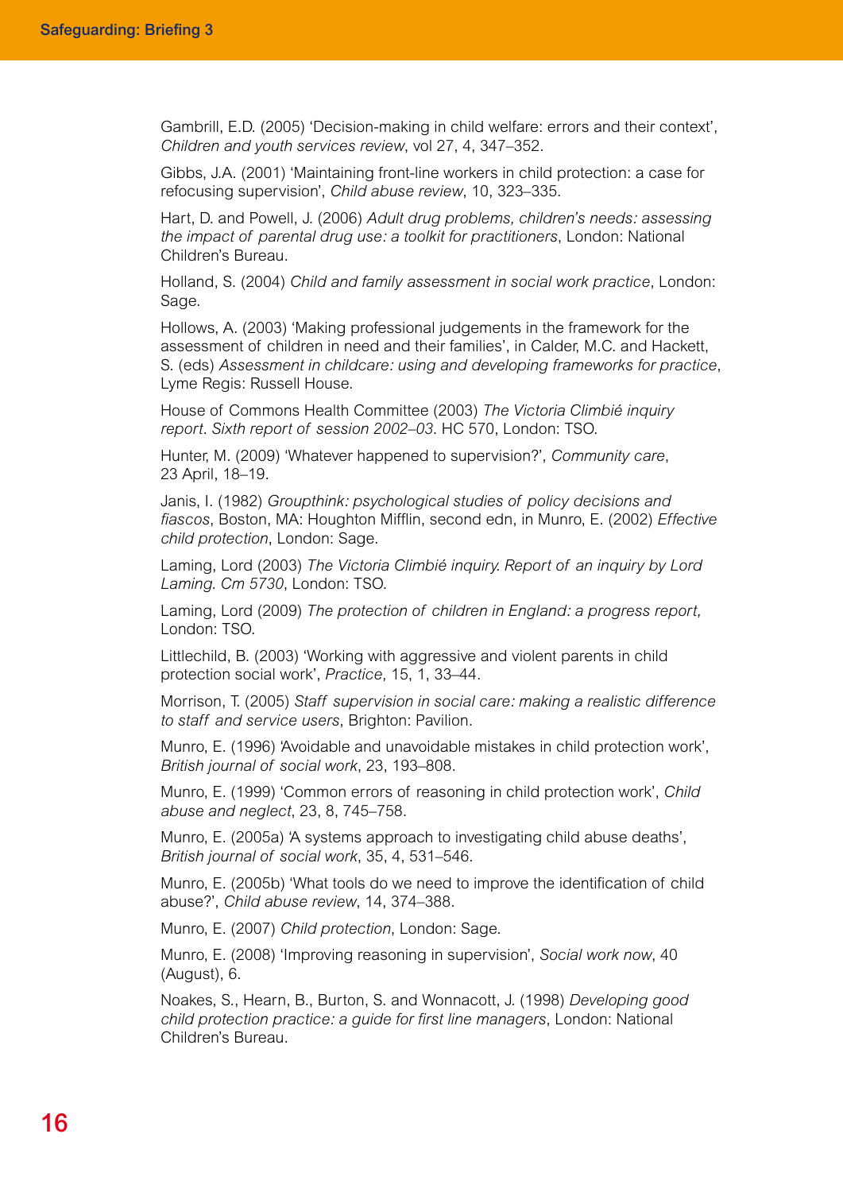Gambrill, E.D. (2005) 'Decision-making in child welfare: errors and their context', *Children and youth services review*, vol 27, 4, 347–352.

Gibbs, J.A. (2001) 'Maintaining front-line workers in child protection: a case for refocusing supervision', *Child abuse review*, 10, 323–335.

Hart, D. and Powell, J. (2006) *Adult drug problems, children's needs: assessing the impact of parental drug use: a toolkit for practitioners*, London: National Children's Bureau.

Holland, S. (2004) *Child and family assessment in social work practice*, London: Sage.

Hollows, A. (2003) 'Making professional judgements in the framework for the assessment of children in need and their families', in Calder, M.C. and Hackett, S. (eds) *Assessment in childcare: using and developing frameworks for practice*, Lyme Regis: Russell House.

House of Commons Health Committee (2003) *The Victoria Climbié inquiry report. Sixth report of session 2002–03*. HC 570, London: TSO.

Hunter, M. (2009) 'Whatever happened to supervision?', *Community care*, 23 April, 18–19.

Janis, I. (1982) *Groupthink: psychological studies of policy decisions and fiascos*, Boston, MA: Houghton Mifflin, second edn, in Munro, E. (2002) *Effective child protection*, London: Sage.

Laming, Lord (2003) *The Victoria Climbié inquiry. Report of an inquiry by Lord Laming. Cm 5730*, London: TSO.

Laming, Lord (2009) *The protection of children in England: a progress report,* London: TSO.

Littlechild, B. (2003) 'Working with aggressive and violent parents in child protection social work', *Practice*, 15, 1, 33–44.

Morrison, T. (2005) *Staff supervision in social care: making a realistic difference to staff and service users*, Brighton: Pavilion.

Munro, E. (1996) 'Avoidable and unavoidable mistakes in child protection work', *British journal of social work*, 23, 193–808.

Munro, E. (1999) 'Common errors of reasoning in child protection work', *Child abuse and neglect*, 23, 8, 745–758.

Munro, E. (2005a) 'A systems approach to investigating child abuse deaths', *British journal of social work*, 35, 4, 531–546.

Munro, E. (2005b) 'What tools do we need to improve the identification of child abuse?', *Child abuse review*, 14, 374–388.

Munro, E. (2007) *Child protection*, London: Sage.

Munro, E. (2008) 'Improving reasoning in supervision', *Social work now*, 40 (August), 6.

Noakes, S., Hearn, B., Burton, S. and Wonnacott, J. (1998) *Developing good child protection practice: a guide for first line managers*, London: National Children's Bureau.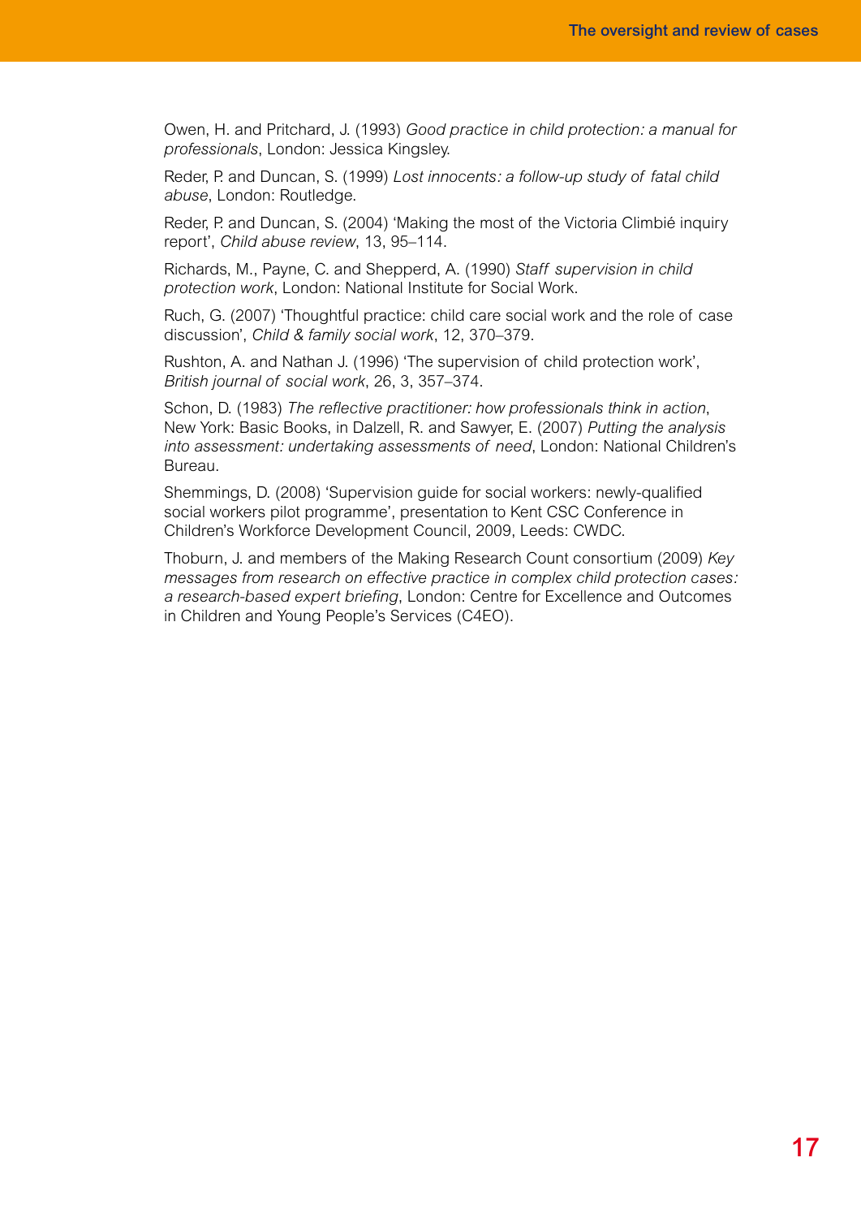Owen, H. and Pritchard, J. (1993) *Good practice in child protection: a manual for professionals*, London: Jessica Kingsley.

Reder, P. and Duncan, S. (1999) *Lost innocents: a follow-up study of fatal child abuse*, London: Routledge.

Reder, P. and Duncan, S. (2004) 'Making the most of the Victoria Climbié inquiry report', *Child abuse review*, 13, 95–114.

Richards, M., Payne, C. and Shepperd, A. (1990) *Staff supervision in child protection work*, London: National Institute for Social Work.

Ruch, G. (2007) 'Thoughtful practice: child care social work and the role of case discussion', *Child & family social work*, 12, 370–379.

Rushton, A. and Nathan J. (1996) 'The supervision of child protection work', *British journal of social work*, 26, 3, 357–374.

Schon, D. (1983) *The reflective practitioner: how professionals think in action*, New York: Basic Books, in Dalzell, R. and Sawyer, E. (2007) *Putting the analysis into assessment: undertaking assessments of need*, London: National Children's Bureau.

Shemmings, D. (2008) 'Supervision guide for social workers: newly-qualified social workers pilot programme', presentation to Kent CSC Conference in Children's Workforce Development Council, 2009, Leeds: CWDC.

Thoburn, J. and members of the Making Research Count consortium (2009) *Key messages from research on effective practice in complex child protection cases: a research-based expert briefing*, London: Centre for Excellence and Outcomes in Children and Young People's Services (C4EO).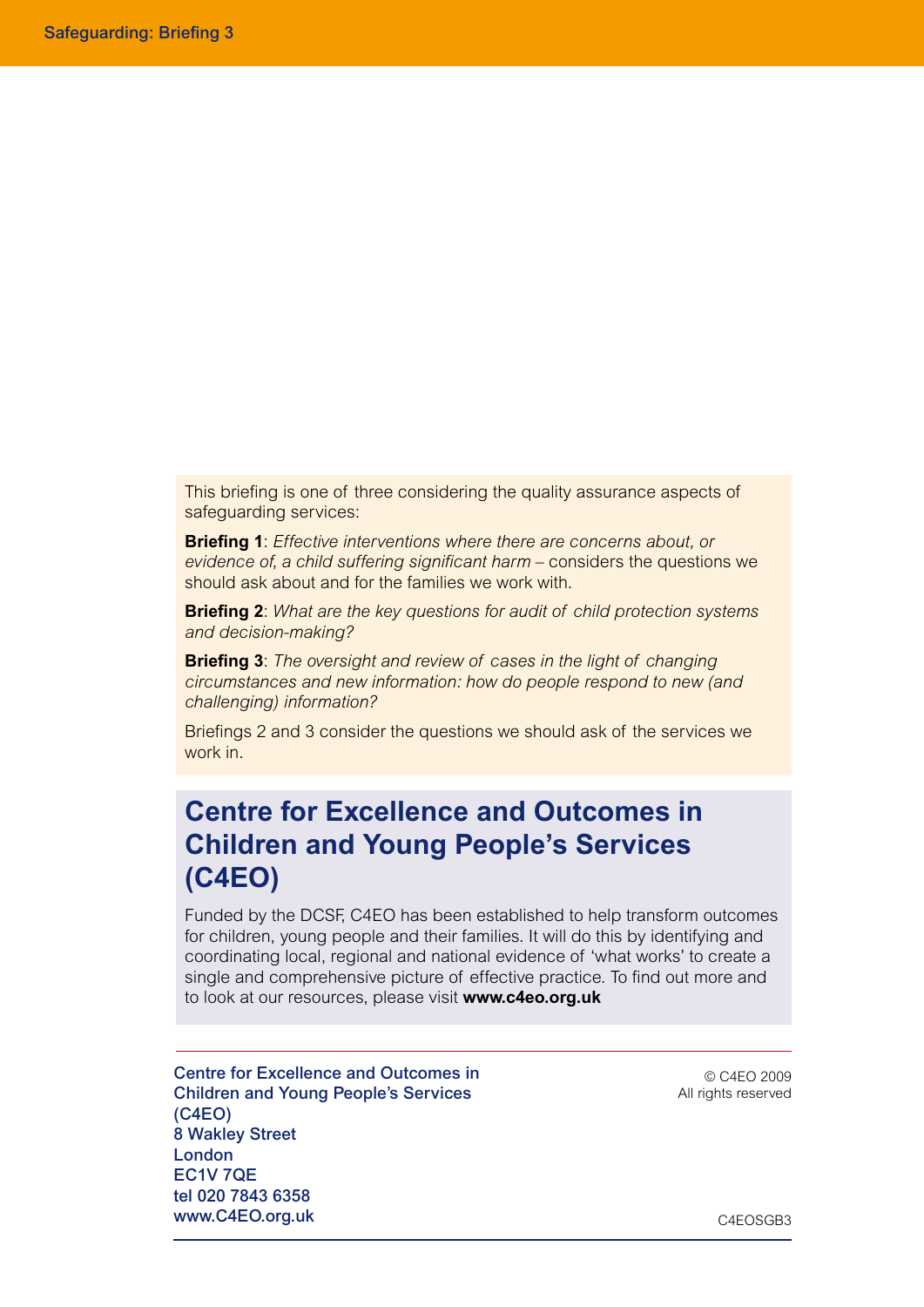This briefing is one of three considering the quality assurance aspects of safeguarding services:

**Briefing 1**: *Effective interventions where there are concerns about, or evidence of, a child suffering significant harm* – considers the questions we should ask about and for the families we work with.

**Briefing 2**: *What are the key questions for audit of child protection systems and decision-making?*

**Briefing 3**: *The oversight and review of cases in the light of changing circumstances and new information: how do people respond to new (and challenging) information?*

Briefings 2 and 3 consider the questions we should ask of the services we work in.

## Centre for Excellence and Outcomes in Children and Young People's Services (C4EO)

Funded by the DCSF, C4EO has been established to help transform outcomes for children, young people and their families. It will do this by identifying and coordinating local, regional and national evidence of 'what works' to create a single and comprehensive picture of effective practice. To find out more and to look at our resources, please visit **www.c4eo.org.uk**

**Centre for Excellence and Outcomes in Children and Young People's Services (C4EO)**
**8 Wakley Street**
**London**
**EC1V 7QE**
**tel 020 7843 6358**
**www.C4EO.org.uk**

© C4EO 2009
All rights reserved

C4EOSGB3